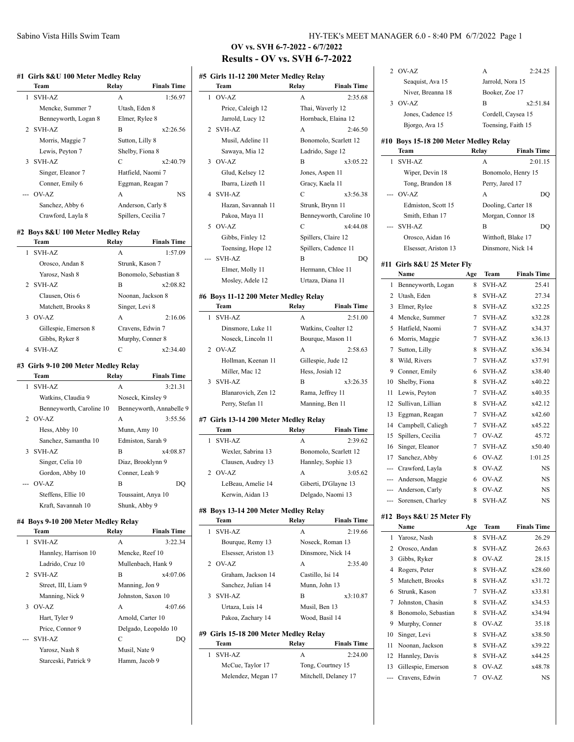## OV vs. SVH 6-7-2022 - 6/7/2022

## Results - OV vs. SVH 6-7-2022

### #1 Girls 8&U 100 Meter Medley Relay

| | Team | Relay | Finals Time |
|---|---|---|---|
| 1 | SVH-AZ | A | 1:56.97 |
| | Mencke, Summer 7 | Utash, Eden 8 | |
| | Benneyworth, Logan 8 | Elmer, Rylee 8 | |
| 2 | SVH-AZ | B | x2:26.56 |
| | Morris, Maggie 7 | Sutton, Lilly 8 | |
| | Lewis, Peyton 7 | Shelby, Fiona 8 | |
| 3 | SVH-AZ | C | x2:40.79 |
| | Singer, Eleanor 7 | Hatfield, Naomi 7 | |
| | Conner, Emily 6 | Eggman, Reagan 7 | |
| --- | OV-AZ | A | NS |
| | Sanchez, Abby 6 | Anderson, Carly 8 | |
| | Crawford, Layla 8 | Spillers, Cecilia 7 | |

### #2 Boys 8&U 100 Meter Medley Relay

| | Team | Relay | Finals Time |
|---|---|---|---|
| 1 | SVH-AZ | A | 1:57.09 |
| | Orosco, Andan 8 | Strunk, Kason 7 | |
| | Yarosz, Nash 8 | Bonomolo, Sebastian 8 | |
| 2 | SVH-AZ | B | x2:08.82 |
| | Clausen, Otis 6 | Noonan, Jackson 8 | |
| | Matchett, Brooks 8 | Singer, Levi 8 | |
| 3 | OV-AZ | A | 2:16.06 |
| | Gillespie, Emerson 8 | Cravens, Edwin 7 | |
| | Gibbs, Ryker 8 | Murphy, Conner 8 | |
| 4 | SVH-AZ | C | x2:34.40 |

### #3 Girls 9-10 200 Meter Medley Relay

| | Team | Relay | Finals Time |
|---|---|---|---|
| 1 | SVH-AZ | A | 3:21.31 |
| | Watkins, Claudia 9 | Noseck, Kinsley 9 | |
| | Benneyworth, Caroline 10 | Benneyworth, Annabelle 9 | |
| 2 | OV-AZ | A | 3:55.56 |
| | Hess, Abby 10 | Munn, Amy 10 | |
| | Sanchez, Samantha 10 | Edmiston, Sarah 9 | |
| 3 | SVH-AZ | B | x4:08.87 |
| | Singer, Celia 10 | Diaz, Brooklynn 9 | |
| | Gordon, Abby 10 | Conner, Leah 9 | |
| --- | OV-AZ | B | DQ |
| | Steffens, Ellie 10 | Toussaint, Anya 10 | |
| | Kraft, Savannah 10 | Shunk, Abby 9 | |

### #4 Boys 9-10 200 Meter Medley Relay

| | Team | Relay | Finals Time |
|---|---|---|---|
| 1 | SVH-AZ | A | 3:22.34 |
| | Hannley, Harrison 10 | Mencke, Reef 10 | |
| | Ladrido, Cruz 10 | Mullenbach, Hank 9 | |
| 2 | SVH-AZ | B | x4:07.06 |
| | Street, III, Liam 9 | Manning, Jon 9 | |
| | Manning, Nick 9 | Johnston, Saxon 10 | |
| 3 | OV-AZ | A | 4:07.66 |
| | Hart, Tyler 9 | Arnold, Carter 10 | |
| | Price, Connor 9 | Delgado, Leopoldo 10 | |
| --- | SVH-AZ | C | DQ |
| | Yarosz, Nash 8 | Musil, Nate 9 | |
| | Starceski, Patrick 9 | Hamm, Jacob 9 | |

### #5 Girls 11-12 200 Meter Medley Relay

| | Team | Relay | Finals Time |
|---|---|---|---|
| 1 | OV-AZ | A | 2:35.68 |
| | Price, Caleigh 12 | Thai, Waverly 12 | |
| | Jarrold, Lucy 12 | Hornback, Elaina 12 | |
| 2 | SVH-AZ | A | 2:46.50 |
| | Musil, Adeline 11 | Bonomolo, Scarlett 12 | |
| | Sawaya, Mia 12 | Ladrido, Sage 12 | |
| 3 | OV-AZ | B | x3:05.22 |
| | Glud, Kelsey 12 | Jones, Aspen 11 | |
| | Ibarra, Lizeth 11 | Gracy, Kaela 11 | |
| 4 | SVH-AZ | C | x3:56.38 |
| | Hazan, Savannah 11 | Strunk, Brynn 11 | |
| | Pakoa, Maya 11 | Benneyworth, Caroline 10 | |
| 5 | OV-AZ | C | x4:44.08 |
| | Gibbs, Finley 12 | Spillers, Claire 12 | |
| | Toensing, Hope 12 | Spillers, Cadence 11 | |
| --- | SVH-AZ | B | DQ |
| | Elmer, Molly 11 | Hermann, Chloe 11 | |
| | Mosley, Adele 12 | Urtaza, Diana 11 | |

### #6 Boys 11-12 200 Meter Medley Relay

| | Team | Relay | Finals Time |
|---|---|---|---|
| 1 | SVH-AZ | A | 2:51.00 |
| | Dinsmore, Luke 11 | Watkins, Coalter 12 | |
| | Noseck, Lincoln 11 | Bourque, Mason 11 | |
| 2 | OV-AZ | A | 2:58.63 |
| | Hollman, Keenan 11 | Gillespie, Jude 12 | |
| | Miller, Mac 12 | Hess, Josiah 12 | |
| 3 | SVH-AZ | B | x3:26.35 |
| | Blanarovich, Zen 12 | Rama, Jeffrey 11 | |
| | Perry, Stefan 11 | Manning, Ben 11 | |

### #7 Girls 13-14 200 Meter Medley Relay

| | Team | Relay | Finals Time |
|---|---|---|---|
| 1 | SVH-AZ | A | 2:39.62 |
| | Wexler, Sabrina 13 | Bonomolo, Scarlett 12 | |
| | Clausen, Audrey 13 | Hannley, Sophie 13 | |
| 2 | OV-AZ | A | 3:05.62 |
| | LeBeau, Amelie 14 | Giberti, D'Glayne 13 | |
| | Kerwin, Aidan 13 | Delgado, Naomi 13 | |

### #8 Boys 13-14 200 Meter Medley Relay

| | Team | Relay | Finals Time |
|---|---|---|---|
| 1 | SVH-AZ | A | 2:19.66 |
| | Bourque, Remy 13 | Noseck, Roman 13 | |
| | Elsesser, Ariston 13 | Dinsmore, Nick 14 | |
| 2 | OV-AZ | A | 2:35.40 |
| | Graham, Jackson 14 | Castillo, Isi 14 | |
| | Sanchez, Julian 14 | Munn, John 13 | |
| 3 | SVH-AZ | B | x3:10.87 |
| | Urtaza, Luis 14 | Musil, Ben 13 | |
| | Pakoa, Zachary 14 | Wood, Basil 14 | |

### #9 Girls 15-18 200 Meter Medley Relay

| | Team | Relay | Finals Time |
|---|---|---|---|
| 1 | SVH-AZ | A | 2:24.00 |
| | McCue, Taylor 17 | Tong, Courtney 15 | |
| | Melendez, Megan 17 | Mitchell, Delaney 17 | |
| 2 | OV-AZ | A | 2:24.25 |
| | Seaquist, Ava 15 | Jarrold, Nora 15 | |
| | Niver, Breanna 18 | Booker, Zoe 17 | |
| 3 | OV-AZ | B | x2:51.84 |
| | Jones, Cadence 15 | Cordell, Caysea 15 | |
| | Bjorgo, Ava 15 | Toensing, Faith 15 | |

### #10 Boys 15-18 200 Meter Medley Relay

| | Team | Relay | Finals Time |
|---|---|---|---|
| 1 | SVH-AZ | A | 2:01.15 |
| | Wiper, Devin 18 | Bonomolo, Henry 15 | |
| | Tong, Brandon 18 | Perry, Jared 17 | |
| --- | OV-AZ | A | DQ |
| | Edmiston, Scott 15 | Dooling, Carter 18 | |
| | Smith, Ethan 17 | Morgan, Connor 18 | |
| --- | SVH-AZ | B | DQ |
| | Orosco, Aidan 16 | Witthoft, Blake 17 | |
| | Elsesser, Ariston 13 | Dinsmore, Nick 14 | |

### #11 Girls 8&U 25 Meter Fly

| | Name | Age | Team | Finals Time |
|---|---|---|---|---|
| 1 | Benneyworth, Logan | 8 | SVH-AZ | 25.41 |
| 2 | Utash, Eden | 8 | SVH-AZ | 27.34 |
| 3 | Elmer, Rylee | 8 | SVH-AZ | x32.25 |
| 4 | Mencke, Summer | 7 | SVH-AZ | x32.28 |
| 5 | Hatfield, Naomi | 7 | SVH-AZ | x34.37 |
| 6 | Morris, Maggie | 7 | SVH-AZ | x36.13 |
| 7 | Sutton, Lilly | 8 | SVH-AZ | x36.34 |
| 8 | Wild, Rivers | 7 | SVH-AZ | x37.91 |
| 9 | Conner, Emily | 6 | SVH-AZ | x38.40 |
| 10 | Shelby, Fiona | 8 | SVH-AZ | x40.22 |
| 11 | Lewis, Peyton | 7 | SVH-AZ | x40.35 |
| 12 | Sullivan, Lillian | 8 | SVH-AZ | x42.12 |
| 13 | Eggman, Reagan | 7 | SVH-AZ | x42.60 |
| 14 | Campbell, Caliegh | 7 | SVH-AZ | x45.22 |
| 15 | Spillers, Cecilia | 7 | OV-AZ | 45.72 |
| 16 | Singer, Eleanor | 7 | SVH-AZ | x50.40 |
| 17 | Sanchez, Abby | 6 | OV-AZ | 1:01.25 |
| --- | Crawford, Layla | 8 | OV-AZ | NS |
| --- | Anderson, Maggie | 6 | OV-AZ | NS |
| --- | Anderson, Carly | 8 | OV-AZ | NS |
| --- | Sorensen, Charley | 8 | SVH-AZ | NS |

### #12 Boys 8&U 25 Meter Fly

| | Name | Age | Team | Finals Time |
|---|---|---|---|---|
| 1 | Yarosz, Nash | 8 | SVH-AZ | 26.29 |
| 2 | Orosco, Andan | 8 | SVH-AZ | 26.63 |
| 3 | Gibbs, Ryker | 8 | OV-AZ | 28.15 |
| 4 | Rogers, Peter | 8 | SVH-AZ | x28.60 |
| 5 | Matchett, Brooks | 8 | SVH-AZ | x31.72 |
| 6 | Strunk, Kason | 7 | SVH-AZ | x33.81 |
| 7 | Johnston, Chasin | 8 | SVH-AZ | x34.53 |
| 8 | Bonomolo, Sebastian | 8 | SVH-AZ | x34.94 |
| 9 | Murphy, Conner | 8 | OV-AZ | 35.18 |
| 10 | Singer, Levi | 8 | SVH-AZ | x38.50 |
| 11 | Noonan, Jackson | 8 | SVH-AZ | x39.22 |
| 12 | Hannley, Davis | 8 | SVH-AZ | x44.25 |
| 13 | Gillespie, Emerson | 8 | OV-AZ | x48.78 |
| --- | Cravens, Edwin | 7 | OV-AZ | NS |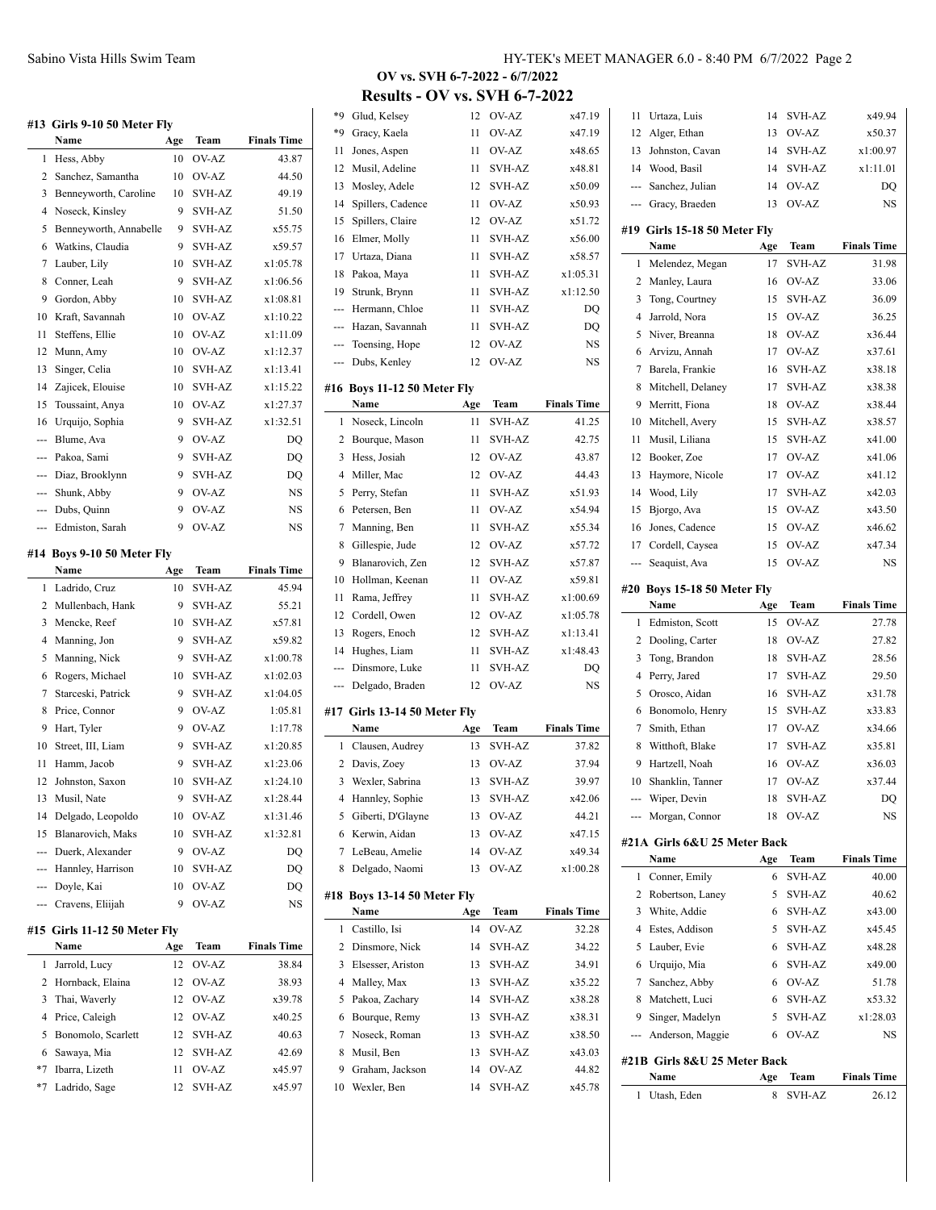## OV vs. SVH 6-7-2022 - 6/7/2022

## Results - OV vs. SVH 6-7-2022

### #13 Girls 9-10 50 Meter Fly

| | Name | Age | Team | Finals Time |
|---|---|---|---|---|
| 1 | Hess, Abby | 10 | OV-AZ | 43.87 |
| 2 | Sanchez, Samantha | 10 | OV-AZ | 44.50 |
| 3 | Benneyworth, Caroline | 10 | SVH-AZ | 49.19 |
| 4 | Noseck, Kinsley | 9 | SVH-AZ | 51.50 |
| 5 | Benneyworth, Annabelle | 9 | SVH-AZ | x55.75 |
| 6 | Watkins, Claudia | 9 | SVH-AZ | x59.57 |
| 7 | Lauber, Lily | 10 | SVH-AZ | x1:05.78 |
| 8 | Conner, Leah | 9 | SVH-AZ | x1:06.56 |
| 9 | Gordon, Abby | 10 | SVH-AZ | x1:08.81 |
| 10 | Kraft, Savannah | 10 | OV-AZ | x1:10.22 |
| 11 | Steffens, Ellie | 10 | OV-AZ | x1:11.09 |
| 12 | Munn, Amy | 10 | OV-AZ | x1:12.37 |
| 13 | Singer, Celia | 10 | SVH-AZ | x1:13.41 |
| 14 | Zajicek, Elouise | 10 | SVH-AZ | x1:15.22 |
| 15 | Toussaint, Anya | 10 | OV-AZ | x1:27.37 |
| 16 | Urquijo, Sophia | 9 | SVH-AZ | x1:32.51 |
| --- | Blume, Ava | 9 | OV-AZ | DQ |
| --- | Pakoa, Sami | 9 | SVH-AZ | DQ |
| --- | Diaz, Brooklynn | 9 | SVH-AZ | DQ |
| --- | Shunk, Abby | 9 | OV-AZ | NS |
| --- | Dubs, Quinn | 9 | OV-AZ | NS |
| --- | Edmiston, Sarah | 9 | OV-AZ | NS |

### #14 Boys 9-10 50 Meter Fly

| | Name | Age | Team | Finals Time |
|---|---|---|---|---|
| 1 | Ladrido, Cruz | 10 | SVH-AZ | 45.94 |
| 2 | Mullenbach, Hank | 9 | SVH-AZ | 55.21 |
| 3 | Mencke, Reef | 10 | SVH-AZ | x57.81 |
| 4 | Manning, Jon | 9 | SVH-AZ | x59.82 |
| 5 | Manning, Nick | 9 | SVH-AZ | x1:00.78 |
| 6 | Rogers, Michael | 10 | SVH-AZ | x1:02.03 |
| 7 | Starceski, Patrick | 9 | SVH-AZ | x1:04.05 |
| 8 | Price, Connor | 9 | OV-AZ | 1:05.81 |
| 9 | Hart, Tyler | 9 | OV-AZ | 1:17.78 |
| 10 | Street, III, Liam | 9 | SVH-AZ | x1:20.85 |
| 11 | Hamm, Jacob | 9 | SVH-AZ | x1:23.06 |
| 12 | Johnston, Saxon | 10 | SVH-AZ | x1:24.10 |
| 13 | Musil, Nate | 9 | SVH-AZ | x1:28.44 |
| 14 | Delgado, Leopoldo | 10 | OV-AZ | x1:31.46 |
| 15 | Blanarovich, Maks | 10 | SVH-AZ | x1:32.81 |
| --- | Duerk, Alexander | 9 | OV-AZ | DQ |
| --- | Hannley, Harrison | 10 | SVH-AZ | DQ |
| --- | Doyle, Kai | 10 | OV-AZ | DQ |
| --- | Cravens, Elijah | 9 | OV-AZ | NS |

### #15 Girls 11-12 50 Meter Fly

| | Name | Age | Team | Finals Time |
|---|---|---|---|---|
| 1 | Jarrold, Lucy | 12 | OV-AZ | 38.84 |
| 2 | Hornback, Elaina | 12 | OV-AZ | 38.93 |
| 3 | Thai, Waverly | 12 | OV-AZ | x39.78 |
| 4 | Price, Caleigh | 12 | OV-AZ | x40.25 |
| 5 | Bonomolo, Scarlett | 12 | SVH-AZ | 40.63 |
| 6 | Sawaya, Mia | 12 | SVH-AZ | 42.69 |
| *7 | Ibarra, Lizeth | 11 | OV-AZ | x45.97 |
| *7 | Ladrido, Sage | 12 | SVH-AZ | x45.97 |
| *9 | Glud, Kelsey | 12 | OV-AZ | x47.19 |
| *9 | Gracy, Kaela | 11 | OV-AZ | x47.19 |
| 11 | Jones, Aspen | 11 | OV-AZ | x48.65 |
| 12 | Musil, Adeline | 11 | SVH-AZ | x48.81 |
| 13 | Mosley, Adele | 12 | SVH-AZ | x50.09 |
| 14 | Spillers, Cadence | 11 | OV-AZ | x50.93 |
| 15 | Spillers, Claire | 12 | OV-AZ | x51.72 |
| 16 | Elmer, Molly | 11 | SVH-AZ | x56.00 |
| 17 | Urtaza, Diana | 11 | SVH-AZ | x58.57 |
| 18 | Pakoa, Maya | 11 | SVH-AZ | x1:05.31 |
| 19 | Strunk, Brynn | 11 | SVH-AZ | x1:12.50 |
| --- | Hermann, Chloe | 11 | SVH-AZ | DQ |
| --- | Hazan, Savannah | 11 | SVH-AZ | DQ |
| --- | Toensing, Hope | 12 | OV-AZ | NS |
| --- | Dubs, Kenley | 12 | OV-AZ | NS |

### #16 Boys 11-12 50 Meter Fly

| | Name | Age | Team | Finals Time |
|---|---|---|---|---|
| 1 | Noseck, Lincoln | 11 | SVH-AZ | 41.25 |
| 2 | Bourque, Mason | 11 | SVH-AZ | 42.75 |
| 3 | Hess, Josiah | 12 | OV-AZ | 43.87 |
| 4 | Miller, Mac | 12 | OV-AZ | 44.43 |
| 5 | Perry, Stefan | 11 | SVH-AZ | x51.93 |
| 6 | Petersen, Ben | 11 | OV-AZ | x54.94 |
| 7 | Manning, Ben | 11 | SVH-AZ | x55.34 |
| 8 | Gillespie, Jude | 12 | OV-AZ | x57.72 |
| 9 | Blanarovich, Zen | 12 | SVH-AZ | x57.87 |
| 10 | Hollman, Keenan | 11 | OV-AZ | x59.81 |
| 11 | Rama, Jeffrey | 11 | SVH-AZ | x1:00.69 |
| 12 | Cordell, Owen | 12 | OV-AZ | x1:05.78 |
| 13 | Rogers, Enoch | 12 | SVH-AZ | x1:13.41 |
| 14 | Hughes, Liam | 11 | SVH-AZ | x1:48.43 |
| --- | Dinsmore, Luke | 11 | SVH-AZ | DQ |
| --- | Delgado, Braden | 12 | OV-AZ | NS |

### #17 Girls 13-14 50 Meter Fly

| | Name | Age | Team | Finals Time |
|---|---|---|---|---|
| 1 | Clausen, Audrey | 13 | SVH-AZ | 37.82 |
| 2 | Davis, Zoey | 13 | OV-AZ | 37.94 |
| 3 | Wexler, Sabrina | 13 | SVH-AZ | 39.97 |
| 4 | Hannley, Sophie | 13 | SVH-AZ | x42.06 |
| 5 | Giberti, D'Glayne | 13 | OV-AZ | 44.21 |
| 6 | Kerwin, Aidan | 13 | OV-AZ | x47.15 |
| 7 | LeBeau, Amelie | 14 | OV-AZ | x49.34 |
| 8 | Delgado, Naomi | 13 | OV-AZ | x1:00.28 |

### #18 Boys 13-14 50 Meter Fly

| | Name | Age | Team | Finals Time |
|---|---|---|---|---|
| 1 | Castillo, Isi | 14 | OV-AZ | 32.28 |
| 2 | Dinsmore, Nick | 14 | SVH-AZ | 34.22 |
| 3 | Elsesser, Ariston | 13 | SVH-AZ | 34.91 |
| 4 | Malley, Max | 13 | SVH-AZ | x35.22 |
| 5 | Pakoa, Zachary | 14 | SVH-AZ | x38.28 |
| 6 | Bourque, Remy | 13 | SVH-AZ | x38.31 |
| 7 | Noseck, Roman | 13 | SVH-AZ | x38.50 |
| 8 | Musil, Ben | 13 | SVH-AZ | x43.03 |
| 9 | Graham, Jackson | 14 | OV-AZ | 44.82 |
| 10 | Wexler, Ben | 14 | SVH-AZ | x45.78 |
| 11 | Urtaza, Luis | 14 | SVH-AZ | x49.94 |
| 12 | Alger, Ethan | 13 | OV-AZ | x50.37 |
| 13 | Johnston, Cavan | 14 | SVH-AZ | x1:00.97 |
| 14 | Wood, Basil | 14 | SVH-AZ | x1:11.01 |
| --- | Sanchez, Julian | 14 | OV-AZ | DQ |
| --- | Gracy, Braeden | 13 | OV-AZ | NS |

### #19 Girls 15-18 50 Meter Fly

| | Name | Age | Team | Finals Time |
|---|---|---|---|---|
| 1 | Melendez, Megan | 17 | SVH-AZ | 31.98 |
| 2 | Manley, Laura | 16 | OV-AZ | 33.06 |
| 3 | Tong, Courtney | 15 | SVH-AZ | 36.09 |
| 4 | Jarrold, Nora | 15 | OV-AZ | 36.25 |
| 5 | Niver, Breanna | 18 | OV-AZ | x36.44 |
| 6 | Arvizu, Annah | 17 | OV-AZ | x37.61 |
| 7 | Barela, Frankie | 16 | SVH-AZ | x38.18 |
| 8 | Mitchell, Delaney | 17 | SVH-AZ | x38.38 |
| 9 | Merritt, Fiona | 18 | OV-AZ | x38.44 |
| 10 | Mitchell, Avery | 15 | SVH-AZ | x38.57 |
| 11 | Musil, Liliana | 15 | SVH-AZ | x41.00 |
| 12 | Booker, Zoe | 17 | OV-AZ | x41.06 |
| 13 | Haymore, Nicole | 17 | OV-AZ | x41.12 |
| 14 | Wood, Lily | 17 | SVH-AZ | x42.03 |
| 15 | Bjorgo, Ava | 15 | OV-AZ | x43.50 |
| 16 | Jones, Cadence | 15 | OV-AZ | x46.62 |
| 17 | Cordell, Caysea | 15 | OV-AZ | x47.34 |
| --- | Seaquist, Ava | 15 | OV-AZ | NS |

### #20 Boys 15-18 50 Meter Fly

| | Name | Age | Team | Finals Time |
|---|---|---|---|---|
| 1 | Edmiston, Scott | 15 | OV-AZ | 27.78 |
| 2 | Dooling, Carter | 18 | OV-AZ | 27.82 |
| 3 | Tong, Brandon | 18 | SVH-AZ | 28.56 |
| 4 | Perry, Jared | 17 | SVH-AZ | 29.50 |
| 5 | Orosco, Aidan | 16 | SVH-AZ | x31.78 |
| 6 | Bonomolo, Henry | 15 | SVH-AZ | x33.83 |
| 7 | Smith, Ethan | 17 | OV-AZ | x34.66 |
| 8 | Witthoft, Blake | 17 | SVH-AZ | x35.81 |
| 9 | Hartzell, Noah | 16 | OV-AZ | x36.03 |
| 10 | Shanklin, Tanner | 17 | OV-AZ | x37.44 |
| --- | Wiper, Devin | 18 | SVH-AZ | DQ |
| --- | Morgan, Connor | 18 | OV-AZ | NS |

### #21A Girls 6&U 25 Meter Back

| | Name | Age | Team | Finals Time |
|---|---|---|---|---|
| 1 | Conner, Emily | 6 | SVH-AZ | 40.00 |
| 2 | Robertson, Laney | 5 | SVH-AZ | 40.62 |
| 3 | White, Addie | 6 | SVH-AZ | x43.00 |
| 4 | Estes, Addison | 5 | SVH-AZ | x45.45 |
| 5 | Lauber, Evie | 6 | SVH-AZ | x48.28 |
| 6 | Urquijo, Mia | 6 | SVH-AZ | x49.00 |
| 7 | Sanchez, Abby | 6 | OV-AZ | 51.78 |
| 8 | Matchett, Luci | 6 | SVH-AZ | x53.32 |
| 9 | Singer, Madelyn | 5 | SVH-AZ | x1:28.03 |
| --- | Anderson, Maggie | 6 | OV-AZ | NS |

### #21B Girls 8&U 25 Meter Back

| | Name | Age | Team | Finals Time |
|---|---|---|---|---|
| 1 | Utash, Eden | 8 | SVH-AZ | 26.12 |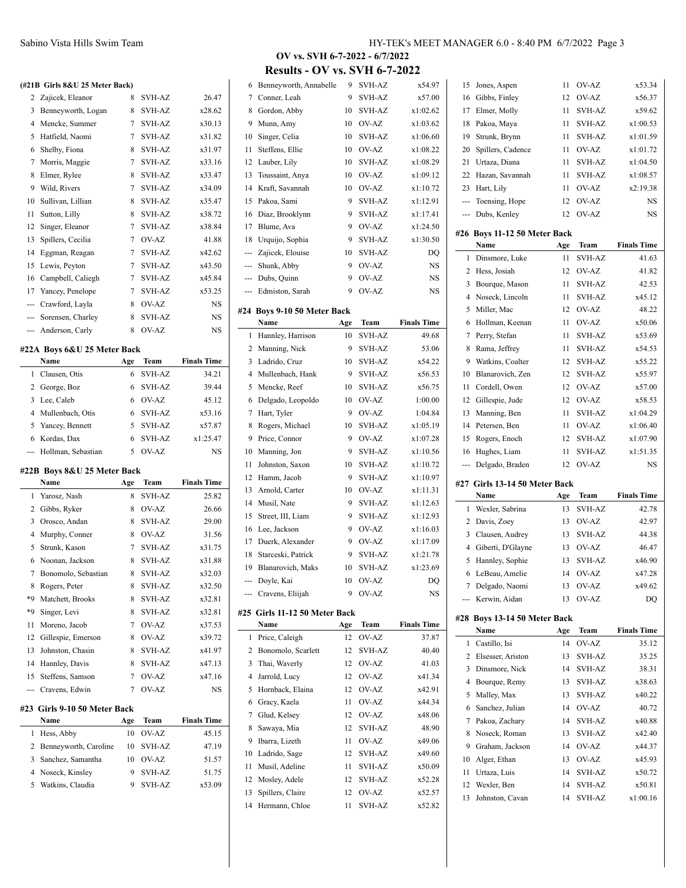## OV vs. SVH 6-7-2022 - 6/7/2022

## Results - OV vs. SVH 6-7-2022

### (#21B Girls 8&U 25 Meter Back)

| | Name | Age | Team | Finals Time |
|---|---|---|---|---|
| 2 | Zajicek, Eleanor | 8 | SVH-AZ | 26.47 |
| 3 | Benneyworth, Logan | 8 | SVH-AZ | x28.62 |
| 4 | Mencke, Summer | 7 | SVH-AZ | x30.13 |
| 5 | Hatfield, Naomi | 7 | SVH-AZ | x31.82 |
| 6 | Shelby, Fiona | 8 | SVH-AZ | x31.97 |
| 7 | Morris, Maggie | 7 | SVH-AZ | x33.16 |
| 8 | Elmer, Rylee | 8 | SVH-AZ | x33.47 |
| 9 | Wild, Rivers | 7 | SVH-AZ | x34.09 |
| 10 | Sullivan, Lillian | 8 | SVH-AZ | x35.47 |
| 11 | Sutton, Lilly | 8 | SVH-AZ | x38.72 |
| 12 | Singer, Eleanor | 7 | SVH-AZ | x38.84 |
| 13 | Spillers, Cecilia | 7 | OV-AZ | 41.88 |
| 14 | Eggman, Reagan | 7 | SVH-AZ | x42.62 |
| 15 | Lewis, Peyton | 7 | SVH-AZ | x43.50 |
| 16 | Campbell, Caliegh | 7 | SVH-AZ | x45.84 |
| 17 | Yancey, Penelope | 7 | SVH-AZ | x53.25 |
| --- | Crawford, Layla | 8 | OV-AZ | NS |
| --- | Sorensen, Charley | 8 | SVH-AZ | NS |
| --- | Anderson, Carly | 8 | OV-AZ | NS |

### #22A Boys 6&U 25 Meter Back

| | Name | Age | Team | Finals Time |
|---|---|---|---|---|
| 1 | Clausen, Otis | 6 | SVH-AZ | 34.21 |
| 2 | George, Boz | 6 | SVH-AZ | 39.44 |
| 3 | Lee, Caleb | 6 | OV-AZ | 45.12 |
| 4 | Mullenbach, Otis | 6 | SVH-AZ | x53.16 |
| 5 | Yancey, Bennett | 5 | SVH-AZ | x57.87 |
| 6 | Kordas, Dax | 6 | SVH-AZ | x1:25.47 |
| --- | Hollman, Sebastian | 5 | OV-AZ | NS |

### #22B Boys 8&U 25 Meter Back

| | Name | Age | Team | Finals Time |
|---|---|---|---|---|
| 1 | Yarosz, Nash | 8 | SVH-AZ | 25.82 |
| 2 | Gibbs, Ryker | 8 | OV-AZ | 26.66 |
| 3 | Orosco, Andan | 8 | SVH-AZ | 29.00 |
| 4 | Murphy, Conner | 8 | OV-AZ | 31.56 |
| 5 | Strunk, Kason | 7 | SVH-AZ | x31.75 |
| 6 | Noonan, Jackson | 8 | SVH-AZ | x31.88 |
| 7 | Bonomolo, Sebastian | 8 | SVH-AZ | x32.03 |
| 8 | Rogers, Peter | 8 | SVH-AZ | x32.50 |
| *9 | Matchett, Brooks | 8 | SVH-AZ | x32.81 |
| *9 | Singer, Levi | 8 | SVH-AZ | x32.81 |
| 11 | Moreno, Jacob | 7 | OV-AZ | x37.53 |
| 12 | Gillespie, Emerson | 8 | OV-AZ | x39.72 |
| 13 | Johnston, Chasin | 8 | SVH-AZ | x41.97 |
| 14 | Hanney, Davis | 8 | SVH-AZ | x47.13 |
| 15 | Steffens, Samson | 7 | OV-AZ | x47.16 |
| --- | Cravens, Edwin | 7 | OV-AZ | NS |

### #23 Girls 9-10 50 Meter Back

| | Name | Age | Team | Finals Time |
|---|---|---|---|---|
| 1 | Hess, Abby | 10 | OV-AZ | 45.15 |
| 2 | Benneyworth, Caroline | 10 | SVH-AZ | 47.19 |
| 3 | Sanchez, Samantha | 10 | OV-AZ | 51.57 |
| 4 | Noseck, Kinsley | 9 | SVH-AZ | 51.75 |
| 5 | Watkins, Claudia | 9 | SVH-AZ | x53.09 |
| 6 | Benneyworth, Annabelle | 9 | SVH-AZ | x54.97 |
| 7 | Conner, Leah | 9 | SVH-AZ | x57.00 |
| 8 | Gordon, Abby | 10 | SVH-AZ | x1:02.62 |
| 9 | Munn, Amy | 10 | OV-AZ | x1:03.62 |
| 10 | Singer, Celia | 10 | SVH-AZ | x1:06.60 |
| 11 | Steffens, Ellie | 10 | OV-AZ | x1:08.22 |
| 12 | Lauber, Lily | 10 | SVH-AZ | x1:08.29 |
| 13 | Toussaint, Anya | 10 | OV-AZ | x1:09.12 |
| 14 | Kraft, Savannah | 10 | OV-AZ | x1:10.72 |
| 15 | Pakoa, Sami | 9 | SVH-AZ | x1:12.91 |
| 16 | Diaz, Brooklynn | 9 | SVH-AZ | x1:17.41 |
| 17 | Blume, Ava | 9 | OV-AZ | x1:24.50 |
| 18 | Urquijo, Sophia | 9 | SVH-AZ | x1:30.50 |
| --- | Zajicek, Elouise | 10 | SVH-AZ | DQ |
| --- | Shunk, Abby | 9 | OV-AZ | NS |
| --- | Dubs, Quinn | 9 | OV-AZ | NS |
| --- | Edmiston, Sarah | 9 | OV-AZ | NS |

### #24 Boys 9-10 50 Meter Back

| | Name | Age | Team | Finals Time |
|---|---|---|---|---|
| 1 | Hannley, Harrison | 10 | SVH-AZ | 49.68 |
| 2 | Manning, Nick | 9 | SVH-AZ | 53.06 |
| 3 | Ladrido, Cruz | 10 | SVH-AZ | x54.22 |
| 4 | Mullenbach, Hank | 9 | SVH-AZ | x56.53 |
| 5 | Mencke, Reef | 10 | SVH-AZ | x56.75 |
| 6 | Delgado, Leopoldo | 10 | OV-AZ | 1:00.00 |
| 7 | Hart, Tyler | 9 | OV-AZ | 1:04.84 |
| 8 | Rogers, Michael | 10 | SVH-AZ | x1:05.19 |
| 9 | Price, Connor | 9 | OV-AZ | x1:07.28 |
| 10 | Manning, Jon | 9 | SVH-AZ | x1:10.56 |
| 11 | Johnston, Saxon | 10 | SVH-AZ | x1:10.72 |
| 12 | Hamm, Jacob | 9 | SVH-AZ | x1:10.97 |
| 13 | Arnold, Carter | 10 | OV-AZ | x1:11.31 |
| 14 | Musil, Nate | 9 | SVH-AZ | x1:12.63 |
| 15 | Street, III, Liam | 9 | SVH-AZ | x1:12.93 |
| 16 | Lee, Jackson | 9 | OV-AZ | x1:16.03 |
| 17 | Duerk, Alexander | 9 | OV-AZ | x1:17.09 |
| 18 | Starceski, Patrick | 9 | SVH-AZ | x1:21.78 |
| 19 | Blanarovich, Maks | 10 | SVH-AZ | x1:23.69 |
| --- | Doyle, Kai | 10 | OV-AZ | DQ |
| --- | Cravens, Eliijah | 9 | OV-AZ | NS |

### #25 Girls 11-12 50 Meter Back

| | Name | Age | Team | Finals Time |
|---|---|---|---|---|
| 1 | Price, Caleigh | 12 | OV-AZ | 37.87 |
| 2 | Bonomolo, Scarlett | 12 | SVH-AZ | 40.40 |
| 3 | Thai, Waverly | 12 | OV-AZ | 41.03 |
| 4 | Jarrold, Lucy | 12 | OV-AZ | x41.34 |
| 5 | Hornback, Elaina | 12 | OV-AZ | x42.91 |
| 6 | Gracy, Kaela | 11 | OV-AZ | x44.34 |
| 7 | Glud, Kelsey | 12 | OV-AZ | x48.06 |
| 8 | Sawaya, Mia | 12 | SVH-AZ | 48.90 |
| 9 | Ibarra, Lizeth | 11 | OV-AZ | x49.06 |
| 10 | Ladrido, Sage | 12 | SVH-AZ | x49.60 |
| 11 | Musil, Adeline | 11 | SVH-AZ | x50.09 |
| 12 | Mosley, Adele | 12 | SVH-AZ | x52.28 |
| 13 | Spillers, Claire | 12 | OV-AZ | x52.57 |
| 14 | Hermann, Chloe | 11 | SVH-AZ | x52.82 |
| 15 | Jones, Aspen | 11 | OV-AZ | x53.34 |
| 16 | Gibbs, Finley | 12 | OV-AZ | x56.37 |
| 17 | Elmer, Molly | 11 | SVH-AZ | x59.62 |
| 18 | Pakoa, Maya | 11 | SVH-AZ | x1:00.53 |
| 19 | Strunk, Brynn | 11 | SVH-AZ | x1:01.59 |
| 20 | Spillers, Cadence | 11 | OV-AZ | x1:01.72 |
| 21 | Urtaza, Diana | 11 | SVH-AZ | x1:04.50 |
| 22 | Hazan, Savannah | 11 | SVH-AZ | x1:08.57 |
| 23 | Hart, Lily | 11 | OV-AZ | x2:19.38 |
| --- | Toensing, Hope | 12 | OV-AZ | NS |
| --- | Dubs, Kenley | 12 | OV-AZ | NS |

### #26 Boys 11-12 50 Meter Back

| | Name | Age | Team | Finals Time |
|---|---|---|---|---|
| 1 | Dinsmore, Luke | 11 | SVH-AZ | 41.63 |
| 2 | Hess, Josiah | 12 | OV-AZ | 41.82 |
| 3 | Bourque, Mason | 11 | SVH-AZ | 42.53 |
| 4 | Noseck, Lincoln | 11 | SVH-AZ | x45.12 |
| 5 | Miller, Mac | 12 | OV-AZ | 48.22 |
| 6 | Hollman, Keenan | 11 | OV-AZ | x50.06 |
| 7 | Perry, Stefan | 11 | SVH-AZ | x53.69 |
| 8 | Rama, Jeffrey | 11 | SVH-AZ | x54.53 |
| 9 | Watkins, Coalter | 12 | SVH-AZ | x55.22 |
| 10 | Blanarovich, Zen | 12 | SVH-AZ | x55.97 |
| 11 | Cordell, Owen | 12 | OV-AZ | x57.00 |
| 12 | Gillespie, Jude | 12 | OV-AZ | x58.53 |
| 13 | Manning, Ben | 11 | SVH-AZ | x1:04.29 |
| 14 | Petersen, Ben | 11 | OV-AZ | x1:06.40 |
| 15 | Rogers, Enoch | 12 | SVH-AZ | x1:07.90 |
| 16 | Hughes, Liam | 11 | SVH-AZ | x1:51.35 |
| --- | Delgado, Braden | 12 | OV-AZ | NS |

### #27 Girls 13-14 50 Meter Back

| | Name | Age | Team | Finals Time |
|---|---|---|---|---|
| 1 | Wexler, Sabrina | 13 | SVH-AZ | 42.78 |
| 2 | Davis, Zoey | 13 | OV-AZ | 42.97 |
| 3 | Clausen, Audrey | 13 | SVH-AZ | 44.38 |
| 4 | Giberti, D'Glayne | 13 | OV-AZ | 46.47 |
| 5 | Hannley, Sophie | 13 | SVH-AZ | x46.90 |
| 6 | LeBeau, Amelie | 14 | OV-AZ | x47.28 |
| 7 | Delgado, Naomi | 13 | OV-AZ | x49.62 |
| --- | Kerwin, Aidan | 13 | OV-AZ | DQ |

### #28 Boys 13-14 50 Meter Back

| | Name | Age | Team | Finals Time |
|---|---|---|---|---|
| 1 | Castillo, Isi | 14 | OV-AZ | 35.12 |
| 2 | Elsesser, Ariston | 13 | SVH-AZ | 35.25 |
| 3 | Dinsmore, Nick | 14 | SVH-AZ | 38.31 |
| 4 | Bourque, Remy | 13 | SVH-AZ | x38.63 |
| 5 | Malley, Max | 13 | SVH-AZ | x40.22 |
| 6 | Sanchez, Julian | 14 | OV-AZ | 40.72 |
| 7 | Pakoa, Zachary | 14 | SVH-AZ | x40.88 |
| 8 | Noseck, Roman | 13 | SVH-AZ | x42.40 |
| 9 | Graham, Jackson | 14 | OV-AZ | x44.37 |
| 10 | Alger, Ethan | 13 | OV-AZ | x45.93 |
| 11 | Urtaza, Luis | 14 | SVH-AZ | x50.72 |
| 12 | Wexler, Ben | 14 | SVH-AZ | x50.81 |
| 13 | Johnston, Cavan | 14 | SVH-AZ | x1:00.16 |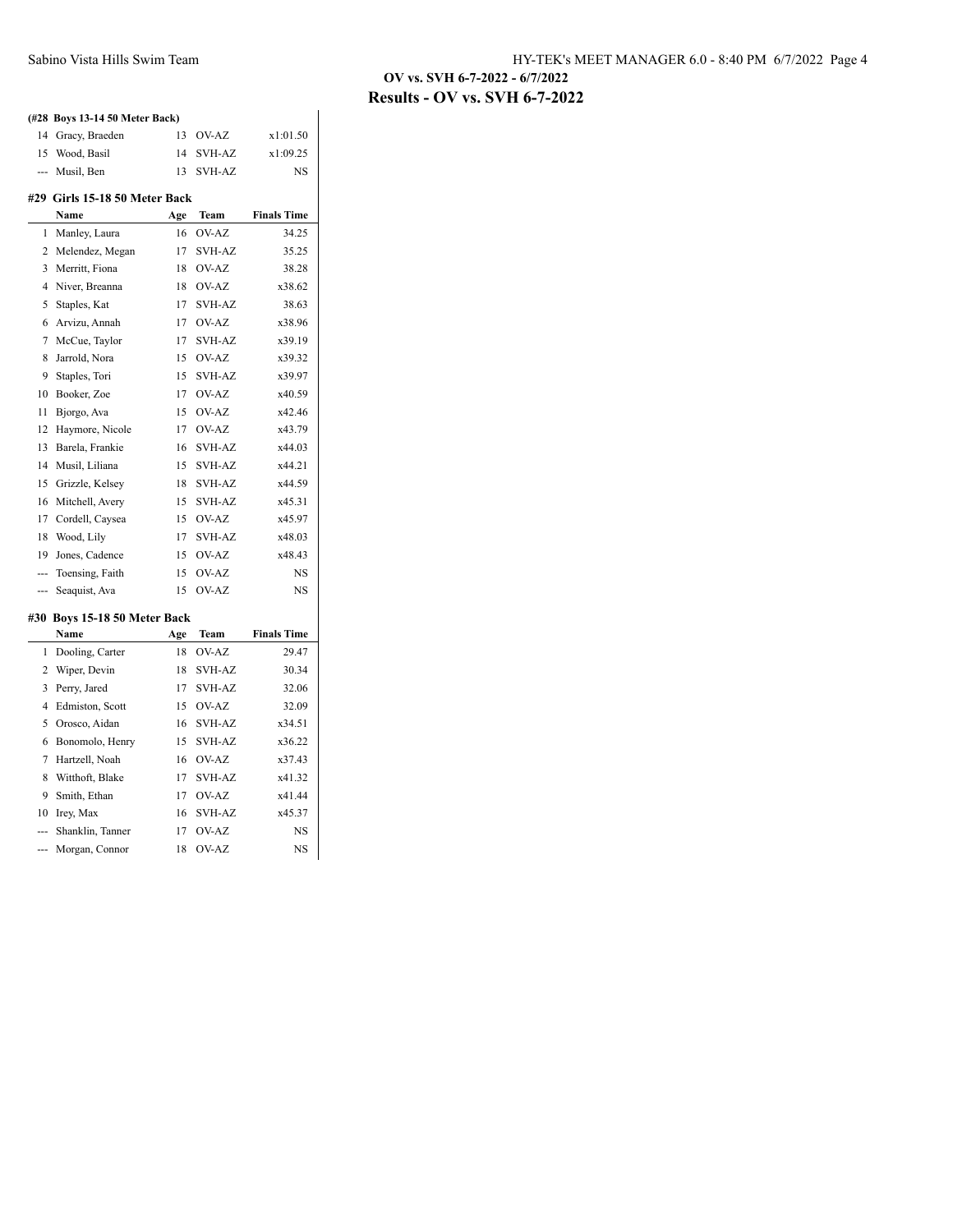## OV vs. SVH 6-7-2022 - 6/7/2022

## Results - OV vs. SVH 6-7-2022

**(#28 Boys 13-14 50 Meter Back)**

| | | | | |
|---|---|---|---|---|
| 14 | Gracy, Braeden | 13 | OV-AZ | x1:01.50 |
| 15 | Wood, Basil | 14 | SVH-AZ | x1:09.25 |
| --- | Musil, Ben | 13 | SVH-AZ | NS |

**#29 Girls 15-18 50 Meter Back**

| | Name | Age | Team | Finals Time |
|---|---|---|---|---|
| 1 | Manley, Laura | 16 | OV-AZ | 34.25 |
| 2 | Melendez, Megan | 17 | SVH-AZ | 35.25 |
| 3 | Merritt, Fiona | 18 | OV-AZ | 38.28 |
| 4 | Niver, Breanna | 18 | OV-AZ | x38.62 |
| 5 | Staples, Kat | 17 | SVH-AZ | 38.63 |
| 6 | Arvizu, Annah | 17 | OV-AZ | x38.96 |
| 7 | McCue, Taylor | 17 | SVH-AZ | x39.19 |
| 8 | Jarrold, Nora | 15 | OV-AZ | x39.32 |
| 9 | Staples, Tori | 15 | SVH-AZ | x39.97 |
| 10 | Booker, Zoe | 17 | OV-AZ | x40.59 |
| 11 | Bjorgo, Ava | 15 | OV-AZ | x42.46 |
| 12 | Haymore, Nicole | 17 | OV-AZ | x43.79 |
| 13 | Barela, Frankie | 16 | SVH-AZ | x44.03 |
| 14 | Musil, Liliana | 15 | SVH-AZ | x44.21 |
| 15 | Grizzle, Kelsey | 18 | SVH-AZ | x44.59 |
| 16 | Mitchell, Avery | 15 | SVH-AZ | x45.31 |
| 17 | Cordell, Caysea | 15 | OV-AZ | x45.97 |
| 18 | Wood, Lily | 17 | SVH-AZ | x48.03 |
| 19 | Jones, Cadence | 15 | OV-AZ | x48.43 |
| --- | Toensing, Faith | 15 | OV-AZ | NS |
| --- | Seaquist, Ava | 15 | OV-AZ | NS |

**#30 Boys 15-18 50 Meter Back**

| | Name | Age | Team | Finals Time |
|---|---|---|---|---|
| 1 | Dooling, Carter | 18 | OV-AZ | 29.47 |
| 2 | Wiper, Devin | 18 | SVH-AZ | 30.34 |
| 3 | Perry, Jared | 17 | SVH-AZ | 32.06 |
| 4 | Edmiston, Scott | 15 | OV-AZ | 32.09 |
| 5 | Orosco, Aidan | 16 | SVH-AZ | x34.51 |
| 6 | Bonomolo, Henry | 15 | SVH-AZ | x36.22 |
| 7 | Hartzell, Noah | 16 | OV-AZ | x37.43 |
| 8 | Witthoft, Blake | 17 | SVH-AZ | x41.32 |
| 9 | Smith, Ethan | 17 | OV-AZ | x41.44 |
| 10 | Irey, Max | 16 | SVH-AZ | x45.37 |
| --- | Shanklin, Tanner | 17 | OV-AZ | NS |
| --- | Morgan, Connor | 18 | OV-AZ | NS |